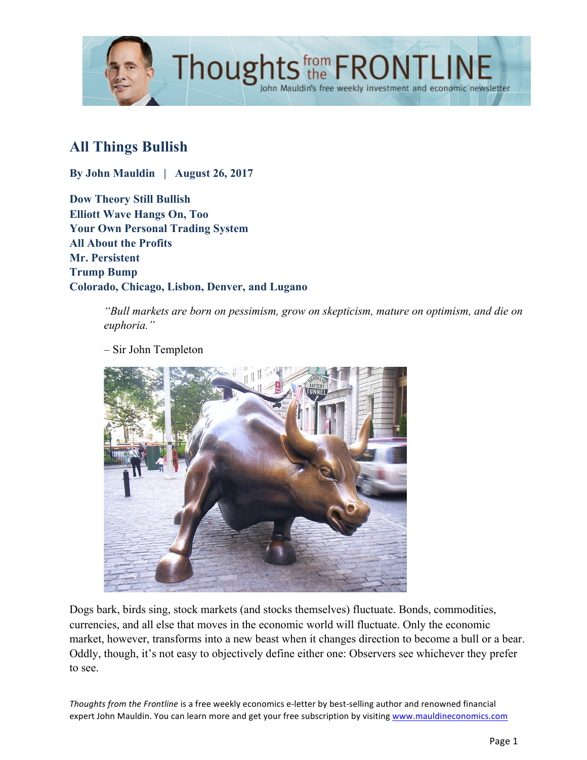# All Things Bullish

**By John Mauldin | August 26, 2017**

**Dow Theory Still Bullish**
**Elliott Wave Hangs On, Too**
**Your Own Personal Trading System**
**All About the Profits**
**Mr. Persistent**
**Trump Bump**
**Colorado, Chicago, Lisbon, Denver, and Lugano**

> *"Bull markets are born on pessimism, grow on skepticism, mature on optimism, and die on euphoria."*
>
> – Sir John Templeton

Dogs bark, birds sing, stock markets (and stocks themselves) fluctuate. Bonds, commodities, currencies, and all else that moves in the economic world will fluctuate. Only the economic market, however, transforms into a new beast when it changes direction to become a bull or a bear. Oddly, though, it's not easy to objectively define either one: Observers see whichever they prefer to see.

*Thoughts from the Frontline* is a free weekly economics e-letter by best-selling author and renowned financial expert John Mauldin. You can learn more and get your free subscription by visiting www.mauldineconomics.com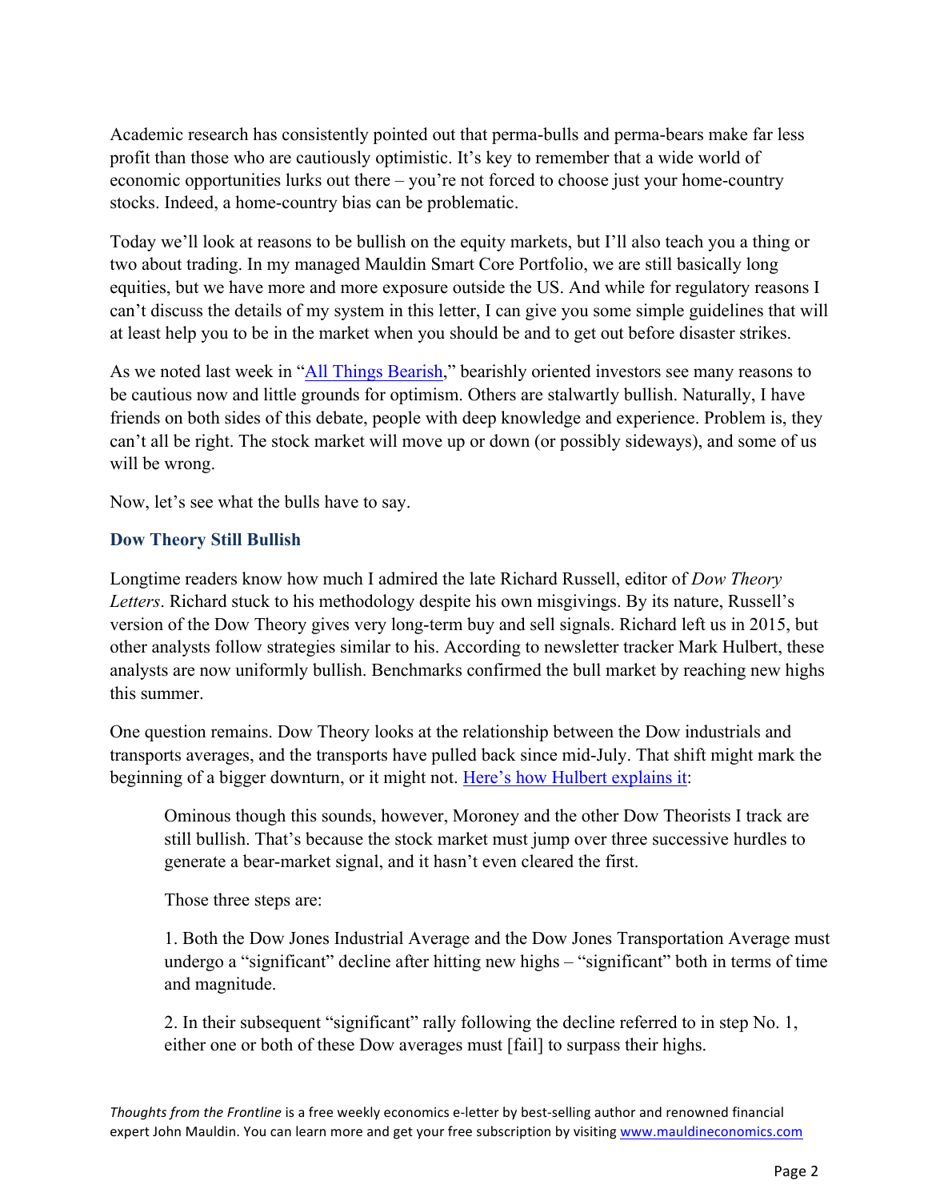Academic research has consistently pointed out that perma-bulls and perma-bears make far less profit than those who are cautiously optimistic. It's key to remember that a wide world of economic opportunities lurks out there – you're not forced to choose just your home-country stocks. Indeed, a home-country bias can be problematic.

Today we'll look at reasons to be bullish on the equity markets, but I'll also teach you a thing or two about trading. In my managed Mauldin Smart Core Portfolio, we are still basically long equities, but we have more and more exposure outside the US. And while for regulatory reasons I can't discuss the details of my system in this letter, I can give you some simple guidelines that will at least help you to be in the market when you should be and to get out before disaster strikes.

As we noted last week in "All Things Bearish," bearishly oriented investors see many reasons to be cautious now and little grounds for optimism. Others are stalwartly bullish. Naturally, I have friends on both sides of this debate, people with deep knowledge and experience. Problem is, they can't all be right. The stock market will move up or down (or possibly sideways), and some of us will be wrong.

Now, let's see what the bulls have to say.

### Dow Theory Still Bullish

Longtime readers know how much I admired the late Richard Russell, editor of *Dow Theory Letters*. Richard stuck to his methodology despite his own misgivings. By its nature, Russell's version of the Dow Theory gives very long-term buy and sell signals. Richard left us in 2015, but other analysts follow strategies similar to his. According to newsletter tracker Mark Hulbert, these analysts are now uniformly bullish. Benchmarks confirmed the bull market by reaching new highs this summer.

One question remains. Dow Theory looks at the relationship between the Dow industrials and transports averages, and the transports have pulled back since mid-July. That shift might mark the beginning of a bigger downturn, or it might not. Here's how Hulbert explains it:

> Ominous though this sounds, however, Moroney and the other Dow Theorists I track are still bullish. That's because the stock market must jump over three successive hurdles to generate a bear-market signal, and it hasn't even cleared the first.
>
> Those three steps are:
>
> 1. Both the Dow Jones Industrial Average and the Dow Jones Transportation Average must undergo a "significant" decline after hitting new highs – "significant" both in terms of time and magnitude.
>
> 2. In their subsequent "significant" rally following the decline referred to in step No. 1, either one or both of these Dow averages must [fail] to surpass their highs.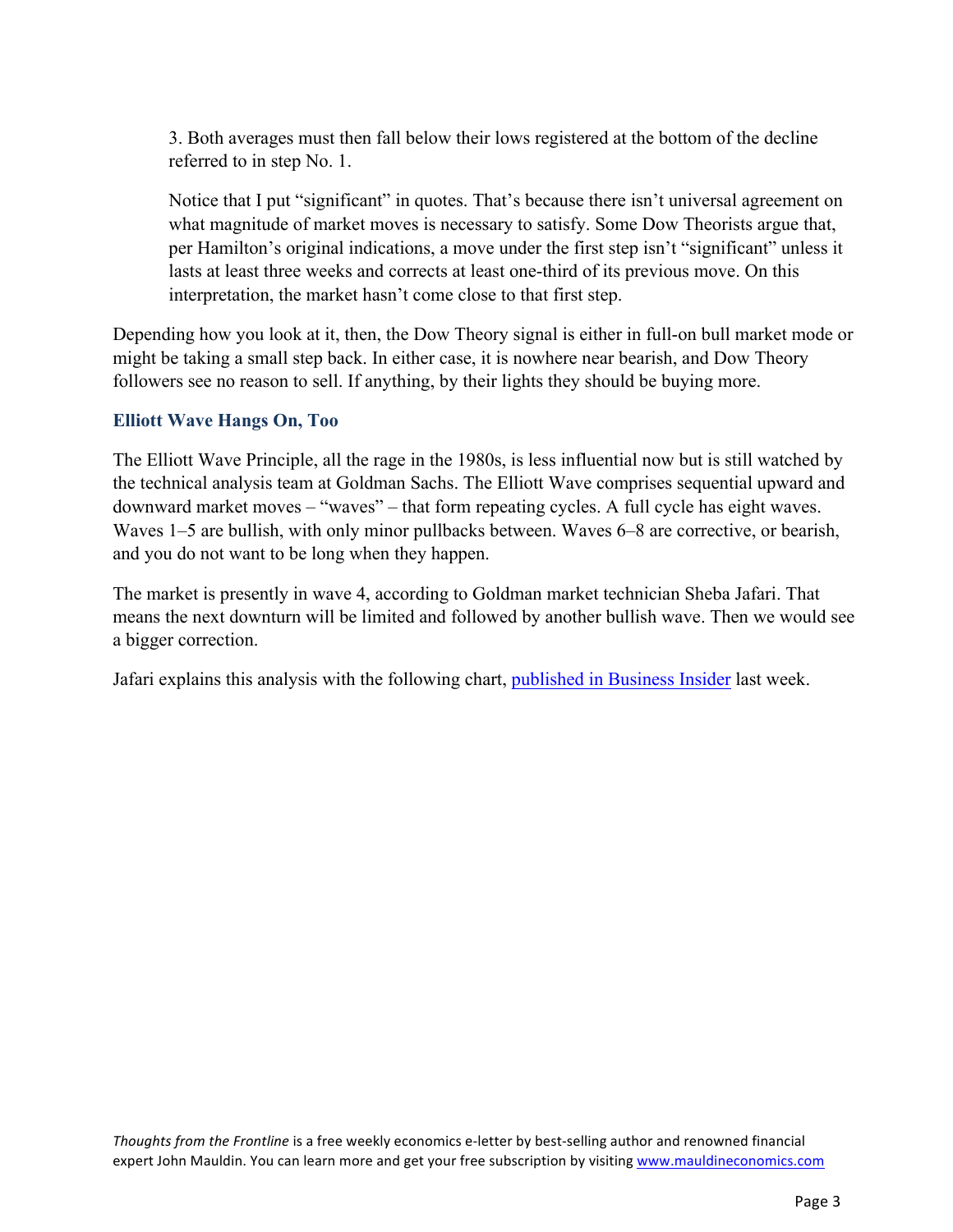3. Both averages must then fall below their lows registered at the bottom of the decline referred to in step No. 1.

Notice that I put “significant” in quotes. That’s because there isn’t universal agreement on what magnitude of market moves is necessary to satisfy. Some Dow Theorists argue that, per Hamilton’s original indications, a move under the first step isn’t “significant” unless it lasts at least three weeks and corrects at least one-third of its previous move. On this interpretation, the market hasn’t come close to that first step.

Depending how you look at it, then, the Dow Theory signal is either in full-on bull market mode or might be taking a small step back. In either case, it is nowhere near bearish, and Dow Theory followers see no reason to sell. If anything, by their lights they should be buying more.

### Elliott Wave Hangs On, Too

The Elliott Wave Principle, all the rage in the 1980s, is less influential now but is still watched by the technical analysis team at Goldman Sachs. The Elliott Wave comprises sequential upward and downward market moves – “waves” – that form repeating cycles. A full cycle has eight waves. Waves 1–5 are bullish, with only minor pullbacks between. Waves 6–8 are corrective, or bearish, and you do not want to be long when they happen.

The market is presently in wave 4, according to Goldman market technician Sheba Jafari. That means the next downturn will be limited and followed by another bullish wave. Then we would see a bigger correction.

Jafari explains this analysis with the following chart, [published in Business Insider] last week.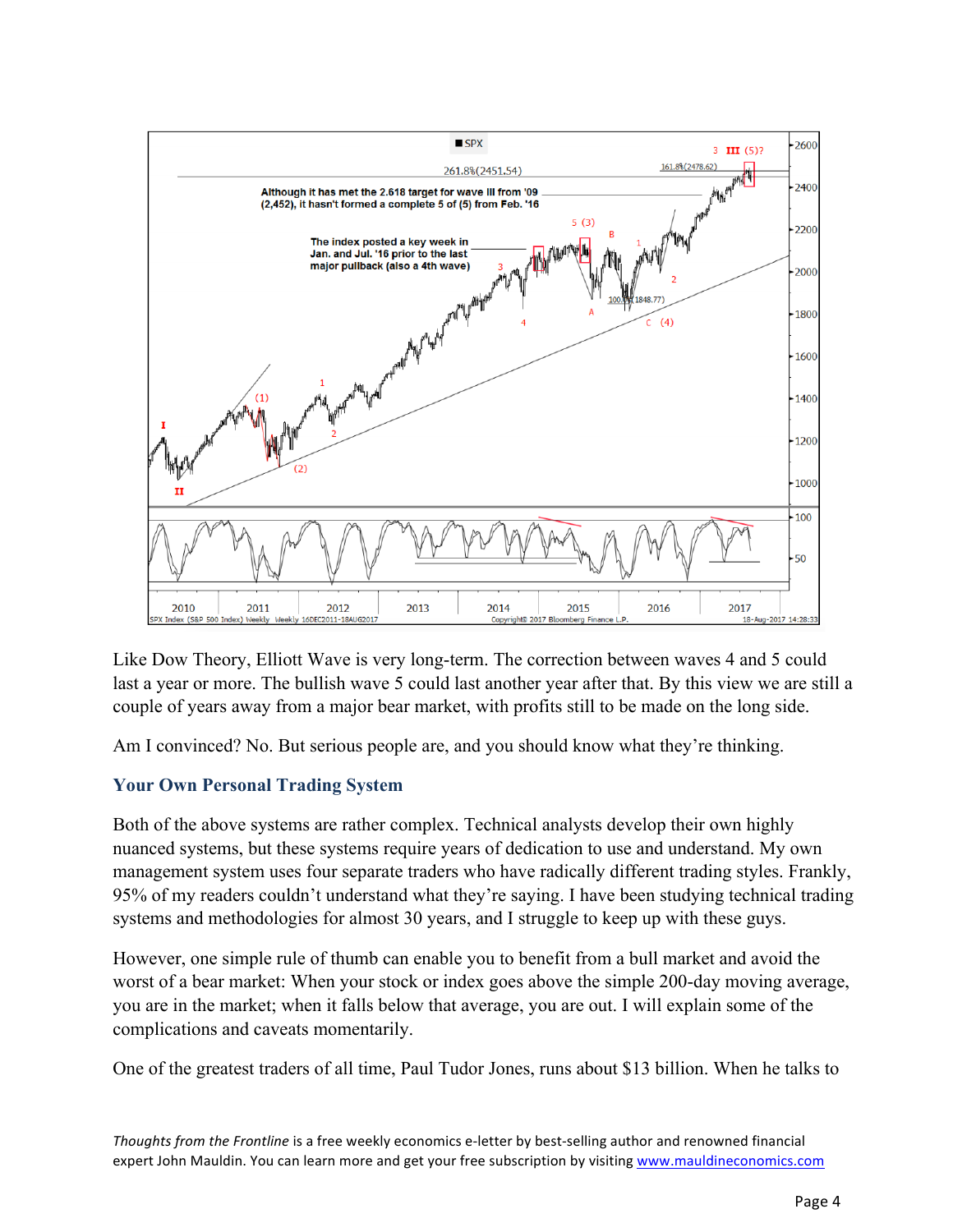Like Dow Theory, Elliott Wave is very long-term. The correction between waves 4 and 5 could last a year or more. The bullish wave 5 could last another year after that. By this view we are still a couple of years away from a major bear market, with profits still to be made on the long side.

Am I convinced? No. But serious people are, and you should know what they're thinking.

## Your Own Personal Trading System

Both of the above systems are rather complex. Technical analysts develop their own highly nuanced systems, but these systems require years of dedication to use and understand. My own management system uses four separate traders who have radically different trading styles. Frankly, 95% of my readers couldn't understand what they're saying. I have been studying technical trading systems and methodologies for almost 30 years, and I struggle to keep up with these guys.

However, one simple rule of thumb can enable you to benefit from a bull market and avoid the worst of a bear market: When your stock or index goes above the simple 200-day moving average, you are in the market; when it falls below that average, you are out. I will explain some of the complications and caveats momentarily.

One of the greatest traders of all time, Paul Tudor Jones, runs about $13 billion. When he talks to

*Thoughts from the Frontline* is a free weekly economics e-letter by best-selling author and renowned financial expert John Mauldin. You can learn more and get your free subscription by visiting www.mauldineconomics.com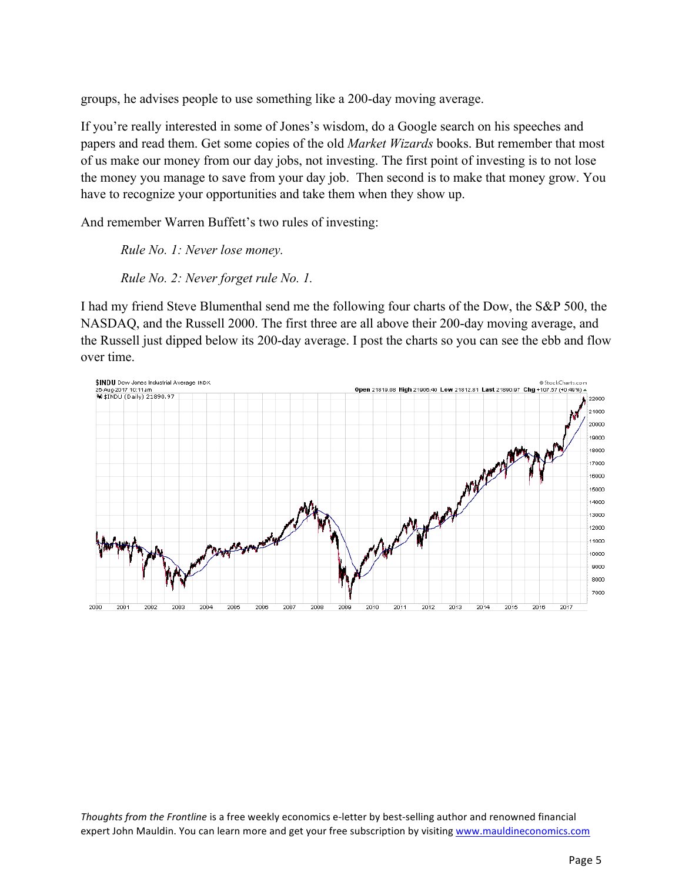groups, he advises people to use something like a 200-day moving average.

If you're really interested in some of Jones's wisdom, do a Google search on his speeches and papers and read them. Get some copies of the old *Market Wizards* books. But remember that most of us make our money from our day jobs, not investing. The first point of investing is to not lose the money you manage to save from your day job. Then second is to make that money grow. You have to recognize your opportunities and take them when they show up.

And remember Warren Buffett's two rules of investing:

> *Rule No. 1: Never lose money.*
>
> *Rule No. 2: Never forget rule No. 1.*

I had my friend Steve Blumenthal send me the following four charts of the Dow, the S&P 500, the NASDAQ, and the Russell 2000. The first three are all above their 200-day moving average, and the Russell just dipped below its 200-day average. I post the charts so you can see the ebb and flow over time.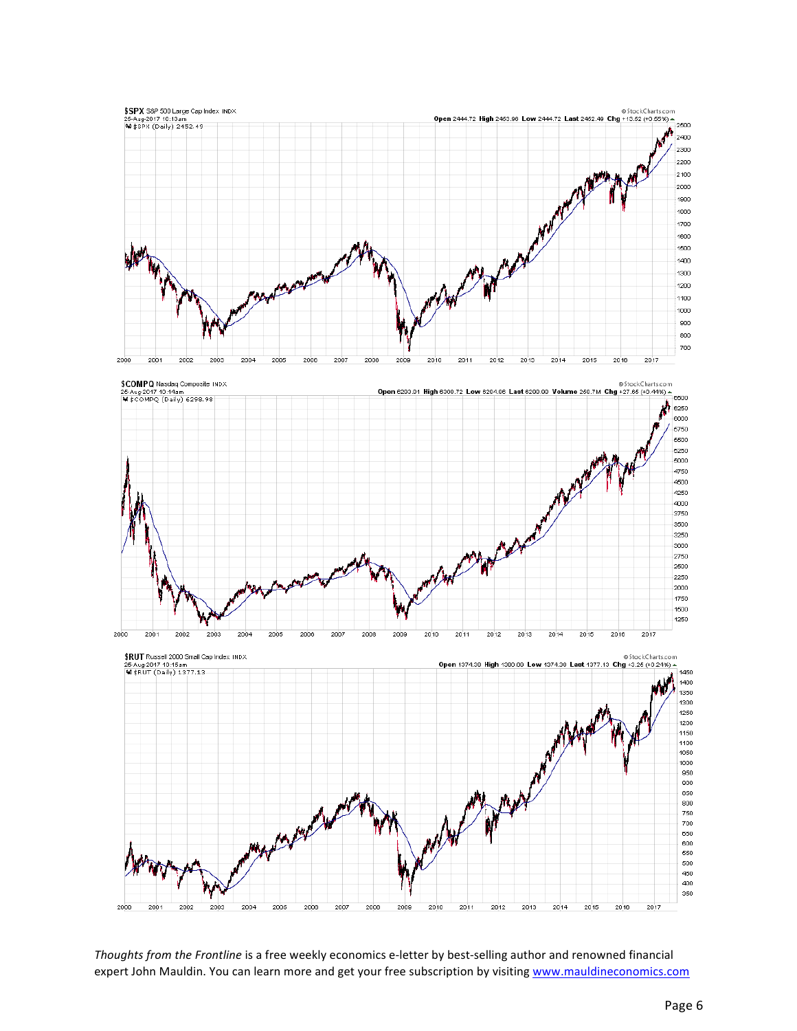$SPX S&P 500 Large Cap Index INDX
25-Aug-2017 10:13am
$SPX (Daily) 2452.49
Open 2444.72 High 2453.96 Low 2444.72 Last 2452.49 Chg +13.52 (+0.55%)

$COMPQ Nasdaq Composite INDX
25-Aug-2017 10:14am
$COMPQ (Daily) 6298.98
Open 6293.91 High 6300.72 Low 6284.66 Last 6298.98 Volume 258.7M Chg +27.65 (+0.44%)

$RUT Russell 2000 Small Cap Index INDX
25-Aug-2017 10:15am
$RUT (Daily) 1377.13
Open 1374.38 High 1380.09 Low 1374.38 Last 1377.13 Chg +3.25 (+0.24%)

*Thoughts from the Frontline* is a free weekly economics e-letter by best-selling author and renowned financial expert John Mauldin. You can learn more and get your free subscription by visiting www.mauldineconomics.com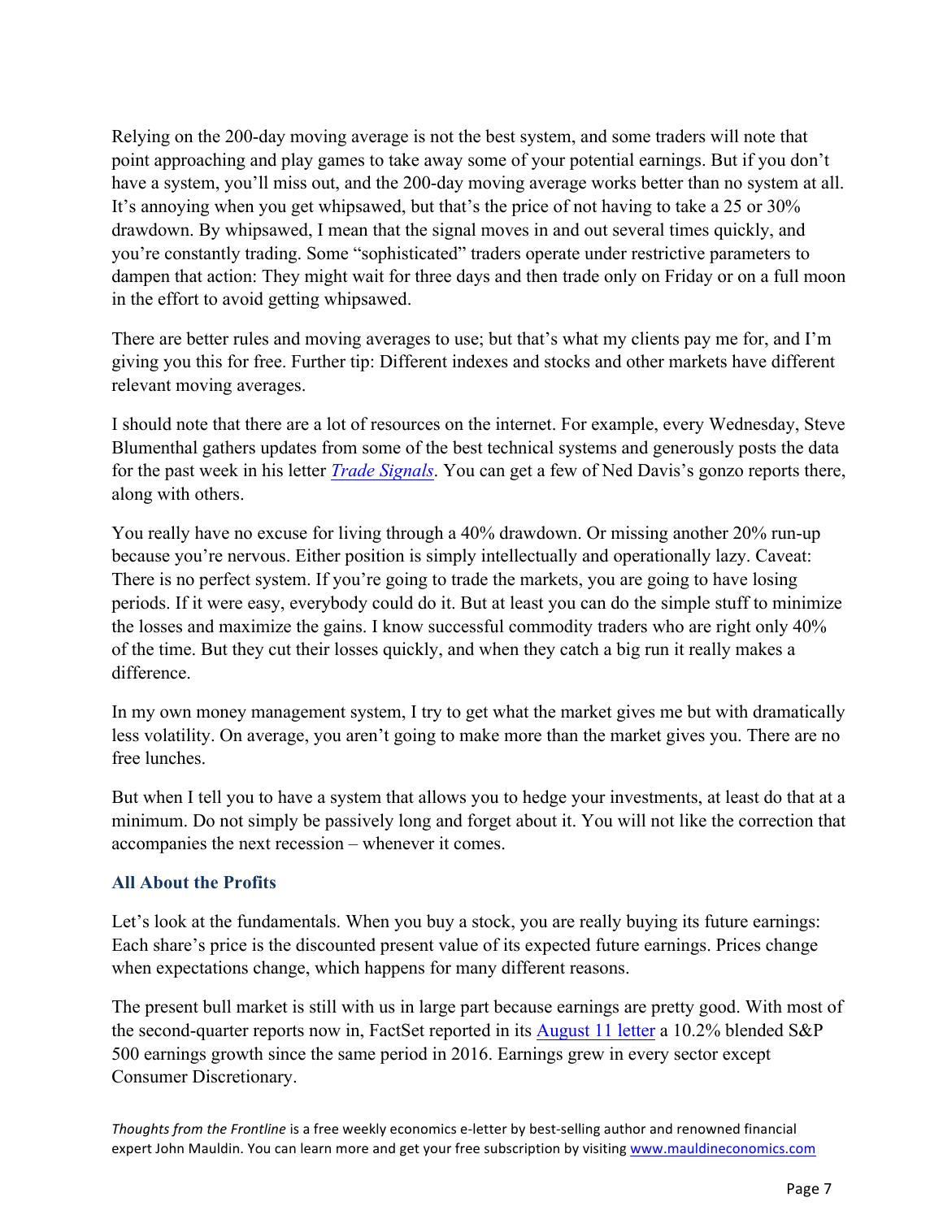Relying on the 200-day moving average is not the best system, and some traders will note that point approaching and play games to take away some of your potential earnings. But if you don't have a system, you'll miss out, and the 200-day moving average works better than no system at all. It's annoying when you get whipsawed, but that's the price of not having to take a 25 or 30% drawdown. By whipsawed, I mean that the signal moves in and out several times quickly, and you're constantly trading. Some "sophisticated" traders operate under restrictive parameters to dampen that action: They might wait for three days and then trade only on Friday or on a full moon in the effort to avoid getting whipsawed.

There are better rules and moving averages to use; but that's what my clients pay me for, and I'm giving you this for free. Further tip: Different indexes and stocks and other markets have different relevant moving averages.

I should note that there are a lot of resources on the internet. For example, every Wednesday, Steve Blumenthal gathers updates from some of the best technical systems and generously posts the data for the past week in his letter *Trade Signals*. You can get a few of Ned Davis's gonzo reports there, along with others.

You really have no excuse for living through a 40% drawdown. Or missing another 20% run-up because you're nervous. Either position is simply intellectually and operationally lazy. Caveat: There is no perfect system. If you're going to trade the markets, you are going to have losing periods. If it were easy, everybody could do it. But at least you can do the simple stuff to minimize the losses and maximize the gains. I know successful commodity traders who are right only 40% of the time. But they cut their losses quickly, and when they catch a big run it really makes a difference.

In my own money management system, I try to get what the market gives me but with dramatically less volatility. On average, you aren't going to make more than the market gives you. There are no free lunches.

But when I tell you to have a system that allows you to hedge your investments, at least do that at a minimum. Do not simply be passively long and forget about it. You will not like the correction that accompanies the next recession – whenever it comes.

### All About the Profits

Let's look at the fundamentals. When you buy a stock, you are really buying its future earnings: Each share's price is the discounted present value of its expected future earnings. Prices change when expectations change, which happens for many different reasons.

The present bull market is still with us in large part because earnings are pretty good. With most of the second-quarter reports now in, FactSet reported in its August 11 letter a 10.2% blended S&P 500 earnings growth since the same period in 2016. Earnings grew in every sector except Consumer Discretionary.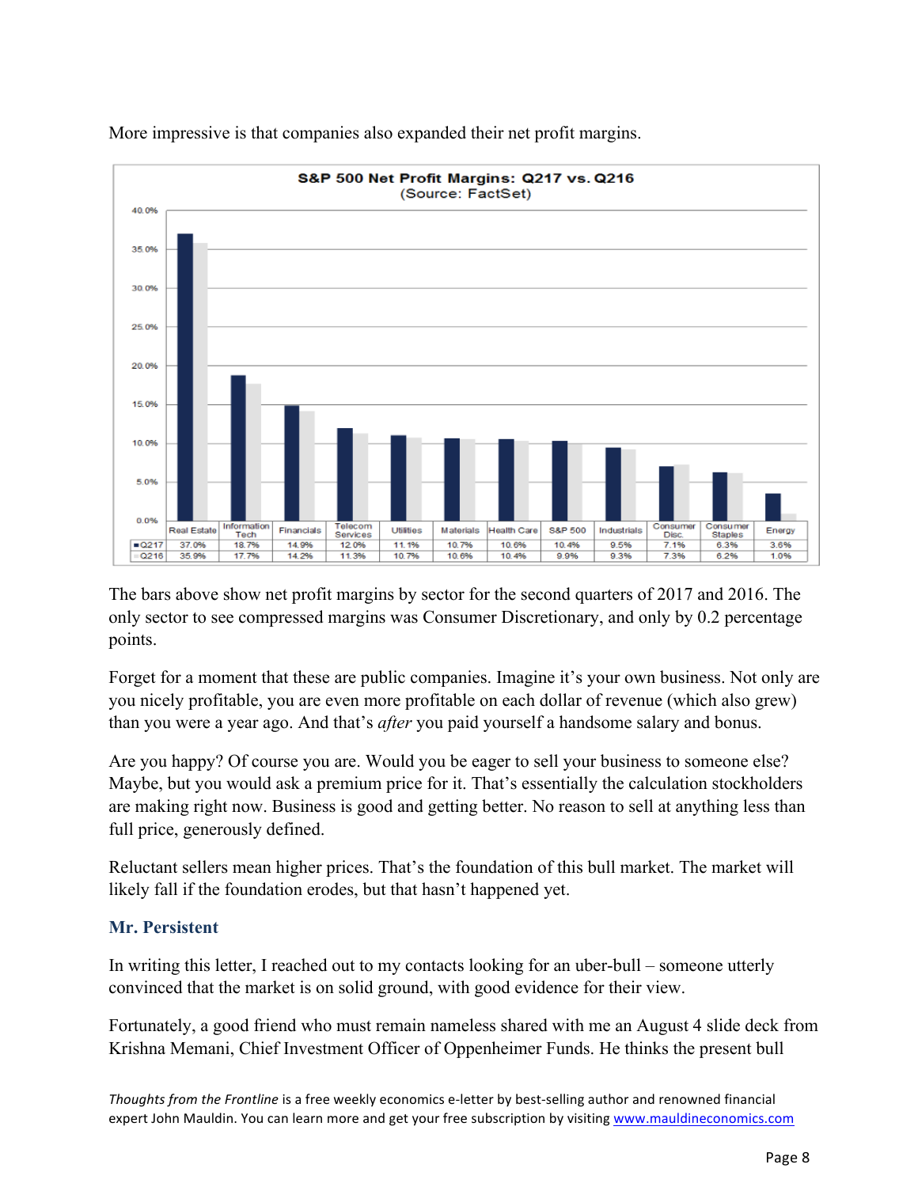More impressive is that companies also expanded their net profit margins.

**S&P 500 Net Profit Margins: Q217 vs. Q216**
(Source: FactSet)

| | Real Estate | Information Tech | Financials | Telecom Services | Utilities | Materials | Health Care | S&P 500 | Industrials | Consumer Disc. | Consumer Staples | Energy |
|---|---|---|---|---|---|---|---|---|---|---|---|---|
| Q217 | 37.0% | 18.7% | 14.9% | 12.0% | 11.1% | 10.7% | 10.6% | 10.4% | 9.5% | 7.1% | 6.3% | 3.6% |
| Q216 | 35.9% | 17.7% | 14.2% | 11.3% | 10.7% | 10.6% | 10.4% | 9.9% | 9.3% | 7.3% | 6.2% | 1.0% |

The bars above show net profit margins by sector for the second quarters of 2017 and 2016. The only sector to see compressed margins was Consumer Discretionary, and only by 0.2 percentage points.

Forget for a moment that these are public companies. Imagine it's your own business. Not only are you nicely profitable, you are even more profitable on each dollar of revenue (which also grew) than you were a year ago. And that's *after* you paid yourself a handsome salary and bonus.

Are you happy? Of course you are. Would you be eager to sell your business to someone else? Maybe, but you would ask a premium price for it. That's essentially the calculation stockholders are making right now. Business is good and getting better. No reason to sell at anything less than full price, generously defined.

Reluctant sellers mean higher prices. That's the foundation of this bull market. The market will likely fall if the foundation erodes, but that hasn't happened yet.

## Mr. Persistent

In writing this letter, I reached out to my contacts looking for an uber-bull – someone utterly convinced that the market is on solid ground, with good evidence for their view.

Fortunately, a good friend who must remain nameless shared with me an August 4 slide deck from Krishna Memani, Chief Investment Officer of Oppenheimer Funds. He thinks the present bull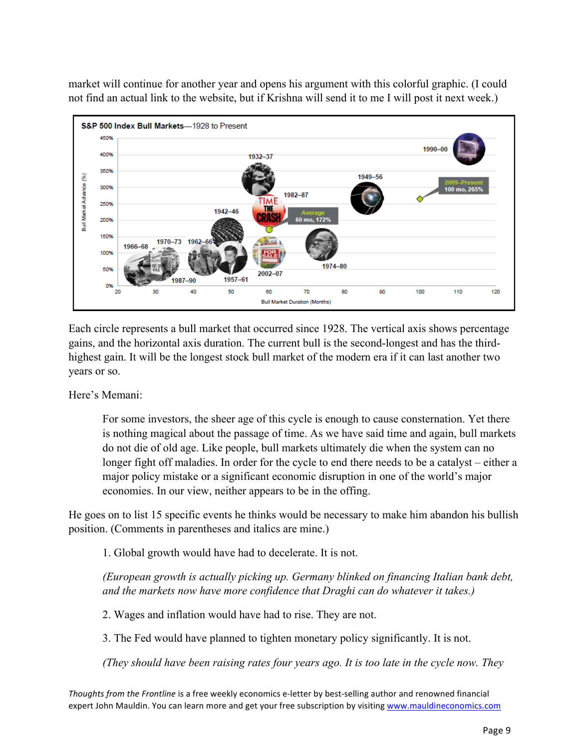market will continue for another year and opens his argument with this colorful graphic. (I could not find an actual link to the website, but if Krishna will send it to me I will post it next week.)

Each circle represents a bull market that occurred since 1928. The vertical axis shows percentage gains, and the horizontal axis duration. The current bull is the second-longest and has the third-highest gain. It will be the longest stock bull market of the modern era if it can last another two years or so.

Here's Memani:

> For some investors, the sheer age of this cycle is enough to cause consternation. Yet there is nothing magical about the passage of time. As we have said time and again, bull markets do not die of old age. Like people, bull markets ultimately die when the system can no longer fight off maladies. In order for the cycle to end there needs to be a catalyst – either a major policy mistake or a significant economic disruption in one of the world's major economies. In our view, neither appears to be in the offing.

He goes on to list 15 specific events he thinks would be necessary to make him abandon his bullish position. (Comments in parentheses and italics are mine.)

> 1. Global growth would have had to decelerate. It is not.
>
> *(European growth is actually picking up. Germany blinked on financing Italian bank debt, and the markets now have more confidence that Draghi can do whatever it takes.)*
>
> 2. Wages and inflation would have had to rise. They are not.
>
> 3. The Fed would have planned to tighten monetary policy significantly. It is not.
>
> *(They should have been raising rates four years ago. It is too late in the cycle now. They*

*Thoughts from the Frontline* is a free weekly economics e-letter by best-selling author and renowned financial expert John Mauldin. You can learn more and get your free subscription by visiting www.mauldineconomics.com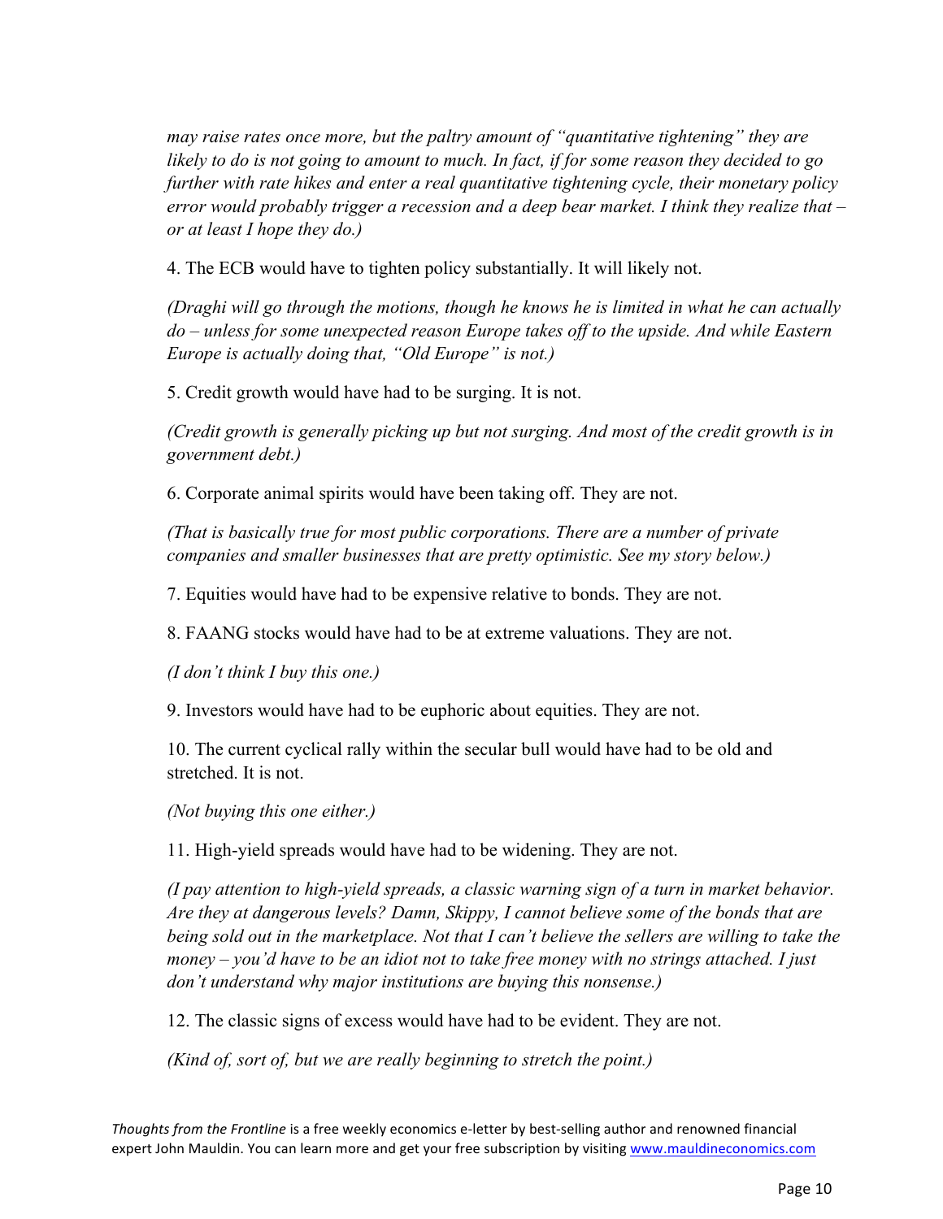*may raise rates once more, but the paltry amount of "quantitative tightening" they are likely to do is not going to amount to much. In fact, if for some reason they decided to go further with rate hikes and enter a real quantitative tightening cycle, their monetary policy error would probably trigger a recession and a deep bear market. I think they realize that – or at least I hope they do.)*

4. The ECB would have to tighten policy substantially. It will likely not.

*(Draghi will go through the motions, though he knows he is limited in what he can actually do – unless for some unexpected reason Europe takes off to the upside. And while Eastern Europe is actually doing that, "Old Europe" is not.)*

5. Credit growth would have had to be surging. It is not.

*(Credit growth is generally picking up but not surging. And most of the credit growth is in government debt.)*

6. Corporate animal spirits would have been taking off. They are not.

*(That is basically true for most public corporations. There are a number of private companies and smaller businesses that are pretty optimistic. See my story below.)*

7. Equities would have had to be expensive relative to bonds. They are not.

8. FAANG stocks would have had to be at extreme valuations. They are not.

*(I don't think I buy this one.)*

9. Investors would have had to be euphoric about equities. They are not.

10. The current cyclical rally within the secular bull would have had to be old and stretched. It is not.

*(Not buying this one either.)*

11. High-yield spreads would have had to be widening. They are not.

*(I pay attention to high-yield spreads, a classic warning sign of a turn in market behavior. Are they at dangerous levels? Damn, Skippy, I cannot believe some of the bonds that are being sold out in the marketplace. Not that I can't believe the sellers are willing to take the money – you'd have to be an idiot not to take free money with no strings attached. I just don't understand why major institutions are buying this nonsense.)*

12. The classic signs of excess would have had to be evident. They are not.

*(Kind of, sort of, but we are really beginning to stretch the point.)*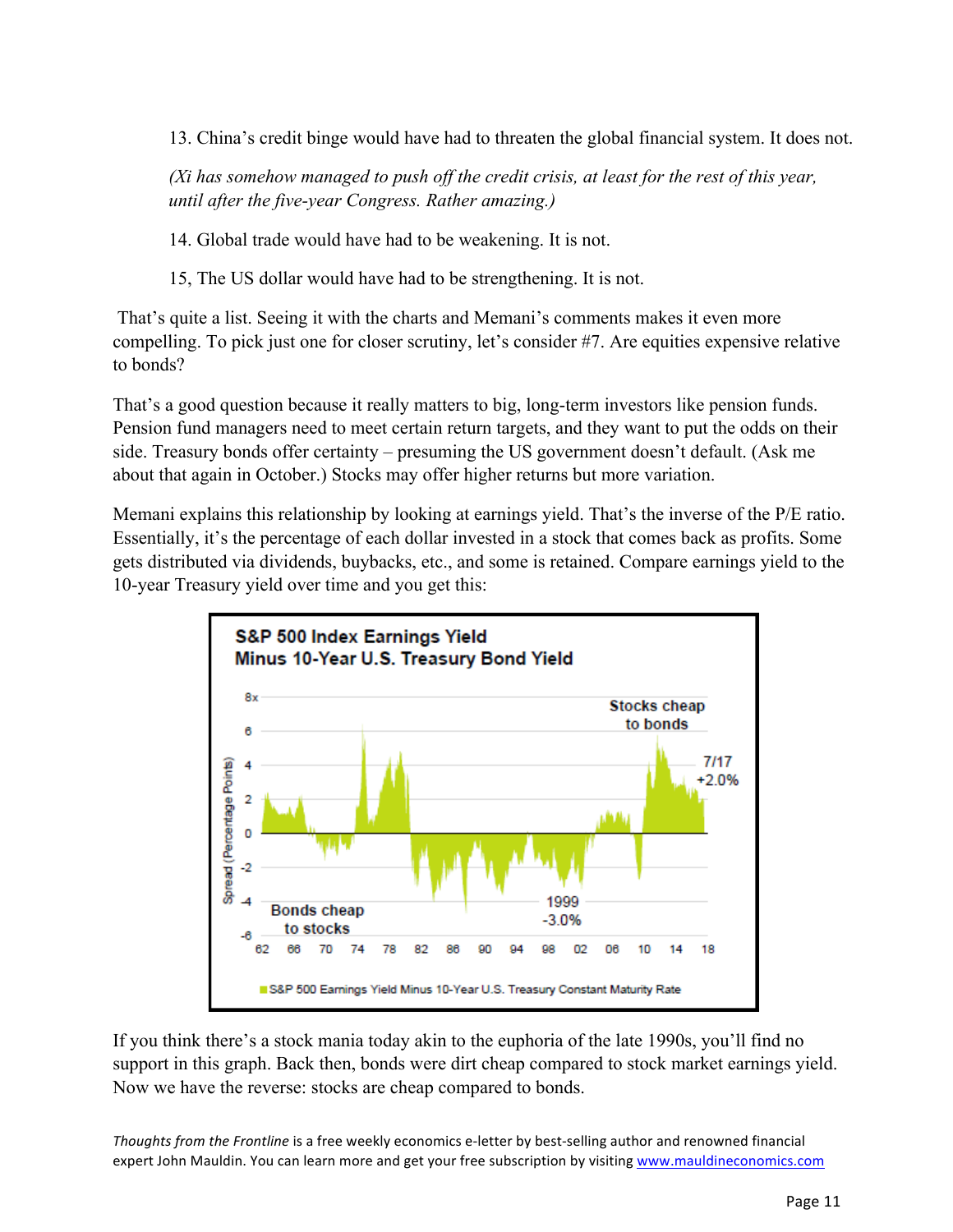13. China's credit binge would have had to threaten the global financial system. It does not.

*(Xi has somehow managed to push off the credit crisis, at least for the rest of this year, until after the five-year Congress. Rather amazing.)*

14. Global trade would have had to be weakening. It is not.

15, The US dollar would have had to be strengthening. It is not.

That's quite a list. Seeing it with the charts and Memani's comments makes it even more compelling. To pick just one for closer scrutiny, let's consider #7. Are equities expensive relative to bonds?

That's a good question because it really matters to big, long-term investors like pension funds. Pension fund managers need to meet certain return targets, and they want to put the odds on their side. Treasury bonds offer certainty – presuming the US government doesn't default. (Ask me about that again in October.) Stocks may offer higher returns but more variation.

Memani explains this relationship by looking at earnings yield. That's the inverse of the P/E ratio. Essentially, it's the percentage of each dollar invested in a stock that comes back as profits. Some gets distributed via dividends, buybacks, etc., and some is retained. Compare earnings yield to the 10-year Treasury yield over time and you get this:

**S&P 500 Index Earnings Yield Minus 10-Year U.S. Treasury Bond Yield**

If you think there's a stock mania today akin to the euphoria of the late 1990s, you'll find no support in this graph. Back then, bonds were dirt cheap compared to stock market earnings yield. Now we have the reverse: stocks are cheap compared to bonds.

*Thoughts from the Frontline* is a free weekly economics e-letter by best-selling author and renowned financial expert John Mauldin. You can learn more and get your free subscription by visiting www.mauldineconomics.com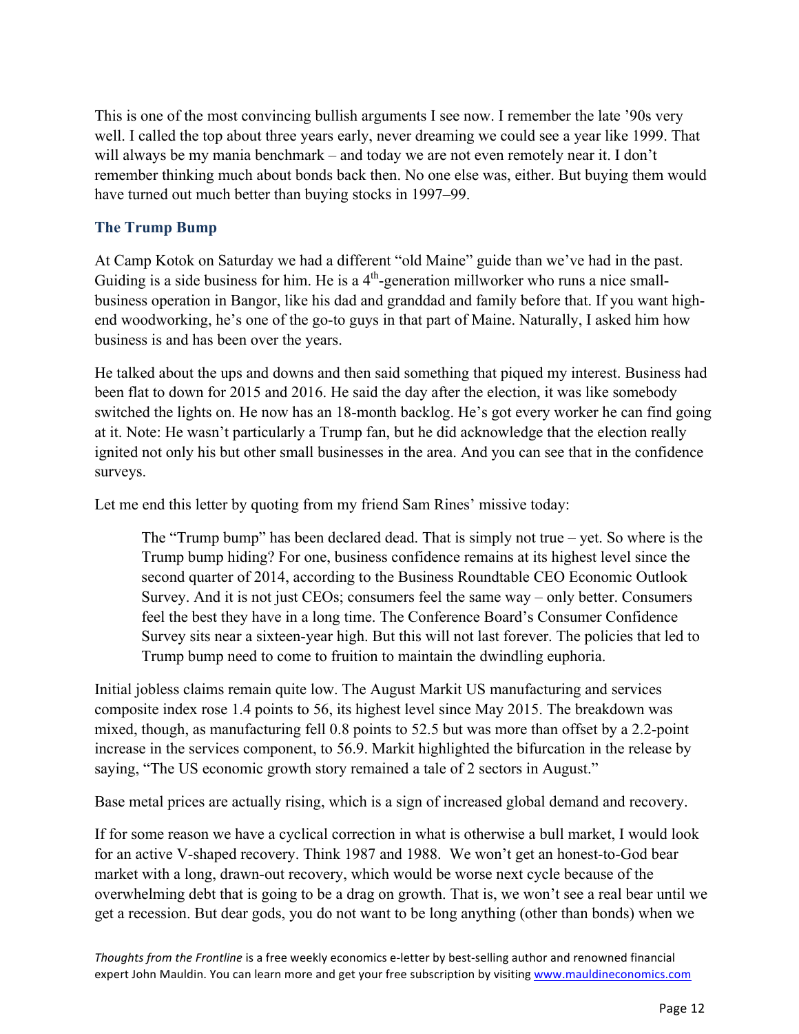This is one of the most convincing bullish arguments I see now. I remember the late '90s very well. I called the top about three years early, never dreaming we could see a year like 1999. That will always be my mania benchmark – and today we are not even remotely near it. I don't remember thinking much about bonds back then. No one else was, either. But buying them would have turned out much better than buying stocks in 1997–99.

### The Trump Bump

At Camp Kotok on Saturday we had a different "old Maine" guide than we've had in the past. Guiding is a side business for him. He is a 4th-generation millworker who runs a nice small-business operation in Bangor, like his dad and granddad and family before that. If you want high-end woodworking, he's one of the go-to guys in that part of Maine. Naturally, I asked him how business is and has been over the years.

He talked about the ups and downs and then said something that piqued my interest. Business had been flat to down for 2015 and 2016. He said the day after the election, it was like somebody switched the lights on. He now has an 18-month backlog. He's got every worker he can find going at it. Note: He wasn't particularly a Trump fan, but he did acknowledge that the election really ignited not only his but other small businesses in the area. And you can see that in the confidence surveys.

Let me end this letter by quoting from my friend Sam Rines' missive today:

> The "Trump bump" has been declared dead. That is simply not true – yet. So where is the Trump bump hiding? For one, business confidence remains at its highest level since the second quarter of 2014, according to the Business Roundtable CEO Economic Outlook Survey. And it is not just CEOs; consumers feel the same way – only better. Consumers feel the best they have in a long time. The Conference Board's Consumer Confidence Survey sits near a sixteen-year high. But this will not last forever. The policies that led to Trump bump need to come to fruition to maintain the dwindling euphoria.

Initial jobless claims remain quite low. The August Markit US manufacturing and services composite index rose 1.4 points to 56, its highest level since May 2015. The breakdown was mixed, though, as manufacturing fell 0.8 points to 52.5 but was more than offset by a 2.2-point increase in the services component, to 56.9. Markit highlighted the bifurcation in the release by saying, "The US economic growth story remained a tale of 2 sectors in August."

Base metal prices are actually rising, which is a sign of increased global demand and recovery.

If for some reason we have a cyclical correction in what is otherwise a bull market, I would look for an active V-shaped recovery. Think 1987 and 1988. We won't get an honest-to-God bear market with a long, drawn-out recovery, which would be worse next cycle because of the overwhelming debt that is going to be a drag on growth. That is, we won't see a real bear until we get a recession. But dear gods, you do not want to be long anything (other than bonds) when we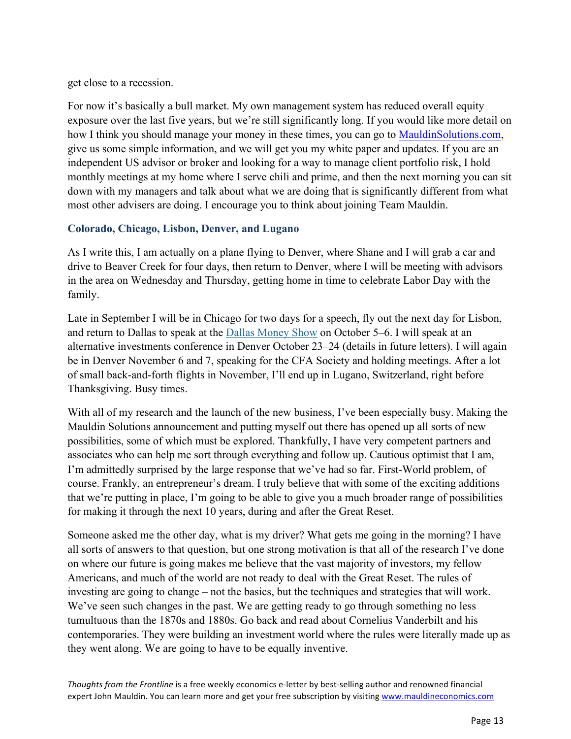get close to a recession.

For now it's basically a bull market. My own management system has reduced overall equity exposure over the last five years, but we're still significantly long. If you would like more detail on how I think you should manage your money in these times, you can go to [MauldinSolutions.com](MauldinSolutions.com), give us some simple information, and we will get you my white paper and updates. If you are an independent US advisor or broker and looking for a way to manage client portfolio risk, I hold monthly meetings at my home where I serve chili and prime, and then the next morning you can sit down with my managers and talk about what we are doing that is significantly different from what most other advisers are doing. I encourage you to think about joining Team Mauldin.

### Colorado, Chicago, Lisbon, Denver, and Lugano

As I write this, I am actually on a plane flying to Denver, where Shane and I will grab a car and drive to Beaver Creek for four days, then return to Denver, where I will be meeting with advisors in the area on Wednesday and Thursday, getting home in time to celebrate Labor Day with the family.

Late in September I will be in Chicago for two days for a speech, fly out the next day for Lisbon, and return to Dallas to speak at the Dallas Money Show on October 5–6. I will speak at an alternative investments conference in Denver October 23–24 (details in future letters). I will again be in Denver November 6 and 7, speaking for the CFA Society and holding meetings. After a lot of small back-and-forth flights in November, I'll end up in Lugano, Switzerland, right before Thanksgiving. Busy times.

With all of my research and the launch of the new business, I've been especially busy. Making the Mauldin Solutions announcement and putting myself out there has opened up all sorts of new possibilities, some of which must be explored. Thankfully, I have very competent partners and associates who can help me sort through everything and follow up. Cautious optimist that I am, I'm admittedly surprised by the large response that we've had so far. First-World problem, of course. Frankly, an entrepreneur's dream. I truly believe that with some of the exciting additions that we're putting in place, I'm going to be able to give you a much broader range of possibilities for making it through the next 10 years, during and after the Great Reset.

Someone asked me the other day, what is my driver? What gets me going in the morning? I have all sorts of answers to that question, but one strong motivation is that all of the research I've done on where our future is going makes me believe that the vast majority of investors, my fellow Americans, and much of the world are not ready to deal with the Great Reset. The rules of investing are going to change – not the basics, but the techniques and strategies that will work. We've seen such changes in the past. We are getting ready to go through something no less tumultuous than the 1870s and 1880s. Go back and read about Cornelius Vanderbilt and his contemporaries. They were building an investment world where the rules were literally made up as they went along. We are going to have to be equally inventive.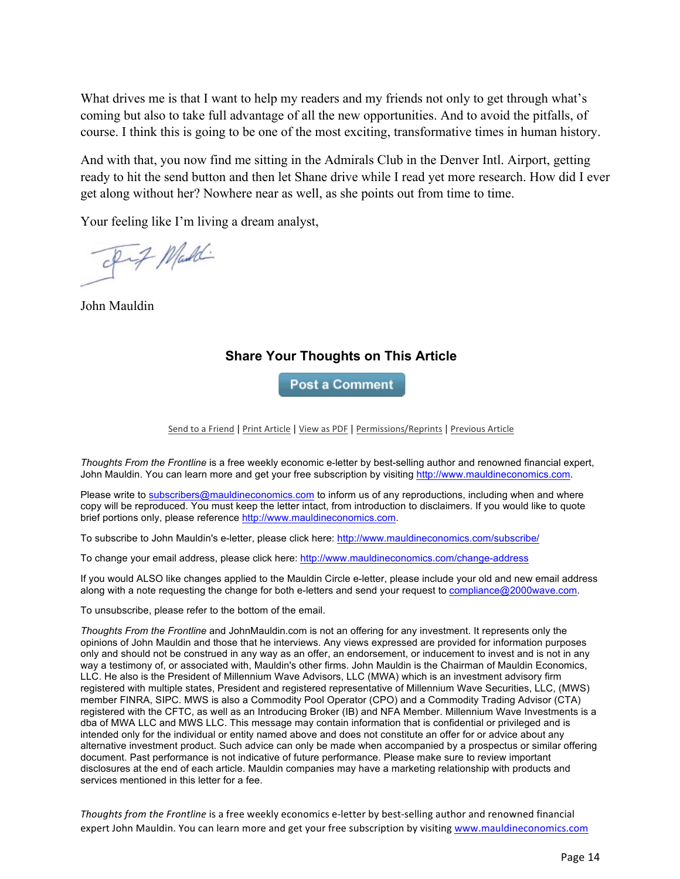What drives me is that I want to help my readers and my friends not only to get through what's coming but also to take full advantage of all the new opportunities. And to avoid the pitfalls, of course. I think this is going to be one of the most exciting, transformative times in human history.

And with that, you now find me sitting in the Admirals Club in the Denver Intl. Airport, getting ready to hit the send button and then let Shane drive while I read yet more research. How did I ever get along without her? Nowhere near as well, as she points out from time to time.

Your feeling like I'm living a dream analyst,

John Mauldin

### Share Your Thoughts on This Article

Post a Comment

Send to a Friend | Print Article | View as PDF | Permissions/Reprints | Previous Article

*Thoughts From the Frontline* is a free weekly economic e-letter by best-selling author and renowned financial expert, John Mauldin. You can learn more and get your free subscription by visiting http://www.mauldineconomics.com.

Please write to subscribers@mauldineconomics.com to inform us of any reproductions, including when and where copy will be reproduced. You must keep the letter intact, from introduction to disclaimers. If you would like to quote brief portions only, please reference http://www.mauldineconomics.com.

To subscribe to John Mauldin's e-letter, please click here: http://www.mauldineconomics.com/subscribe/

To change your email address, please click here: http://www.mauldineconomics.com/change-address

If you would ALSO like changes applied to the Mauldin Circle e-letter, please include your old and new email address along with a note requesting the change for both e-letters and send your request to compliance@2000wave.com.

To unsubscribe, please refer to the bottom of the email.

*Thoughts From the Frontline* and JohnMauldin.com is not an offering for any investment. It represents only the opinions of John Mauldin and those that he interviews. Any views expressed are provided for information purposes only and should not be construed in any way as an offer, an endorsement, or inducement to invest and is not in any way a testimony of, or associated with, Mauldin's other firms. John Mauldin is the Chairman of Mauldin Economics, LLC. He also is the President of Millennium Wave Advisors, LLC (MWA) which is an investment advisory firm registered with multiple states, President and registered representative of Millennium Wave Securities, LLC, (MWS) member FINRA, SIPC. MWS is also a Commodity Pool Operator (CPO) and a Commodity Trading Advisor (CTA) registered with the CFTC, as well as an Introducing Broker (IB) and NFA Member. Millennium Wave Investments is a dba of MWA LLC and MWS LLC. This message may contain information that is confidential or privileged and is intended only for the individual or entity named above and does not constitute an offer for or advice about any alternative investment product. Such advice can only be made when accompanied by a prospectus or similar offering document. Past performance is not indicative of future performance. Please make sure to review important disclosures at the end of each article. Mauldin companies may have a marketing relationship with products and services mentioned in this letter for a fee.

*Thoughts from the Frontline* is a free weekly economics e-letter by best-selling author and renowned financial expert John Mauldin. You can learn more and get your free subscription by visiting www.mauldineconomics.com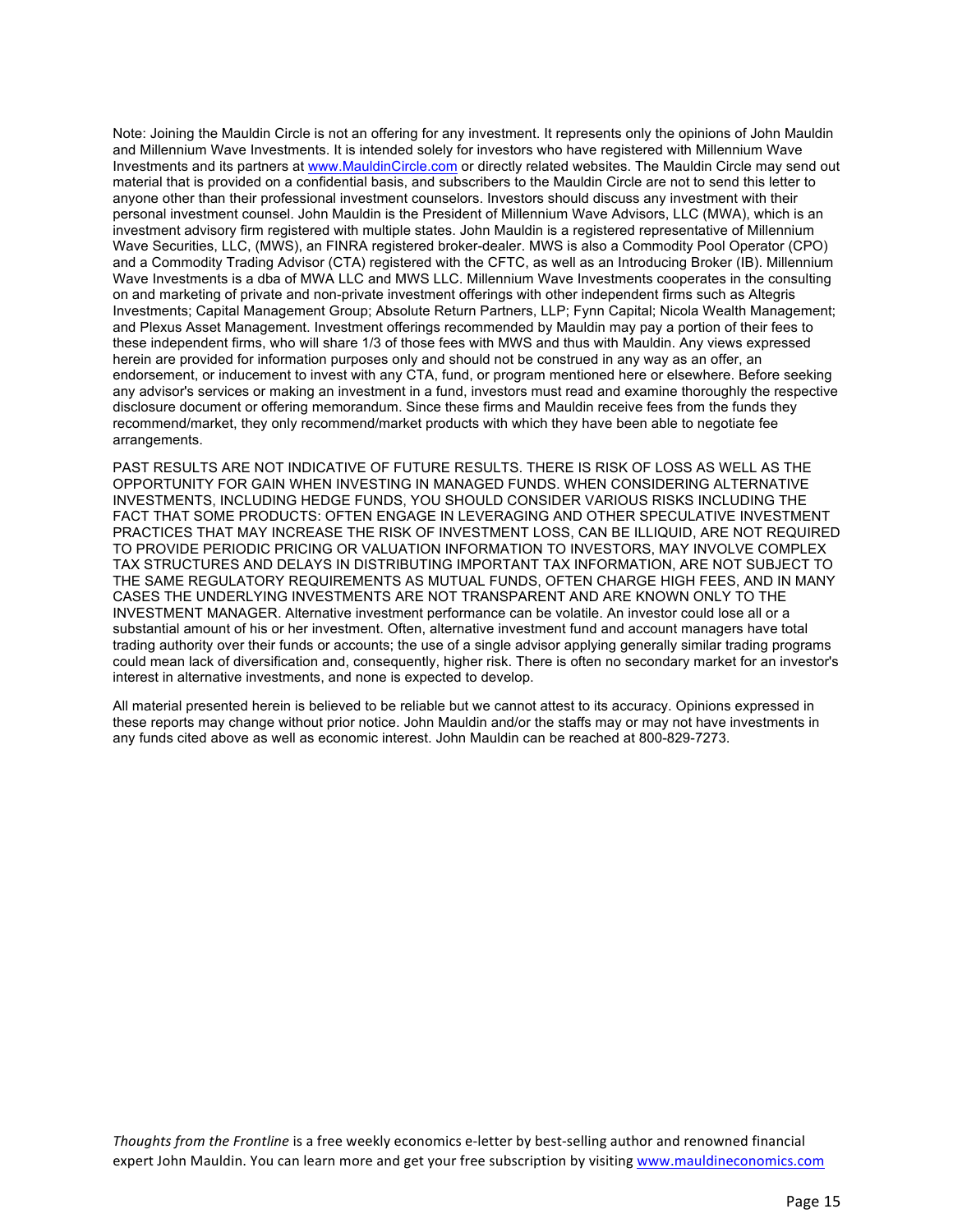Note: Joining the Mauldin Circle is not an offering for any investment. It represents only the opinions of John Mauldin and Millennium Wave Investments. It is intended solely for investors who have registered with Millennium Wave Investments and its partners at [www.MauldinCircle.com](http://www.MauldinCircle.com) or directly related websites. The Mauldin Circle may send out material that is provided on a confidential basis, and subscribers to the Mauldin Circle are not to send this letter to anyone other than their professional investment counselors. Investors should discuss any investment with their personal investment counsel. John Mauldin is the President of Millennium Wave Advisors, LLC (MWA), which is an investment advisory firm registered with multiple states. John Mauldin is a registered representative of Millennium Wave Securities, LLC, (MWS), an FINRA registered broker-dealer. MWS is also a Commodity Pool Operator (CPO) and a Commodity Trading Advisor (CTA) registered with the CFTC, as well as an Introducing Broker (IB). Millennium Wave Investments is a dba of MWA LLC and MWS LLC. Millennium Wave Investments cooperates in the consulting on and marketing of private and non-private investment offerings with other independent firms such as Altegris Investments; Capital Management Group; Absolute Return Partners, LLP; Fynn Capital; Nicola Wealth Management; and Plexus Asset Management. Investment offerings recommended by Mauldin may pay a portion of their fees to these independent firms, who will share 1/3 of those fees with MWS and thus with Mauldin. Any views expressed herein are provided for information purposes only and should not be construed in any way as an offer, an endorsement, or inducement to invest with any CTA, fund, or program mentioned here or elsewhere. Before seeking any advisor's services or making an investment in a fund, investors must read and examine thoroughly the respective disclosure document or offering memorandum. Since these firms and Mauldin receive fees from the funds they recommend/market, they only recommend/market products with which they have been able to negotiate fee arrangements.

PAST RESULTS ARE NOT INDICATIVE OF FUTURE RESULTS. THERE IS RISK OF LOSS AS WELL AS THE OPPORTUNITY FOR GAIN WHEN INVESTING IN MANAGED FUNDS. WHEN CONSIDERING ALTERNATIVE INVESTMENTS, INCLUDING HEDGE FUNDS, YOU SHOULD CONSIDER VARIOUS RISKS INCLUDING THE FACT THAT SOME PRODUCTS: OFTEN ENGAGE IN LEVERAGING AND OTHER SPECULATIVE INVESTMENT PRACTICES THAT MAY INCREASE THE RISK OF INVESTMENT LOSS, CAN BE ILLIQUID, ARE NOT REQUIRED TO PROVIDE PERIODIC PRICING OR VALUATION INFORMATION TO INVESTORS, MAY INVOLVE COMPLEX TAX STRUCTURES AND DELAYS IN DISTRIBUTING IMPORTANT TAX INFORMATION, ARE NOT SUBJECT TO THE SAME REGULATORY REQUIREMENTS AS MUTUAL FUNDS, OFTEN CHARGE HIGH FEES, AND IN MANY CASES THE UNDERLYING INVESTMENTS ARE NOT TRANSPARENT AND ARE KNOWN ONLY TO THE INVESTMENT MANAGER. Alternative investment performance can be volatile. An investor could lose all or a substantial amount of his or her investment. Often, alternative investment fund and account managers have total trading authority over their funds or accounts; the use of a single advisor applying generally similar trading programs could mean lack of diversification and, consequently, higher risk. There is often no secondary market for an investor's interest in alternative investments, and none is expected to develop.

All material presented herein is believed to be reliable but we cannot attest to its accuracy. Opinions expressed in these reports may change without prior notice. John Mauldin and/or the staffs may or may not have investments in any funds cited above as well as economic interest. John Mauldin can be reached at 800-829-7273.

*Thoughts from the Frontline* is a free weekly economics e-letter by best-selling author and renowned financial expert John Mauldin. You can learn more and get your free subscription by visiting [www.mauldineconomics.com](http://www.mauldineconomics.com)